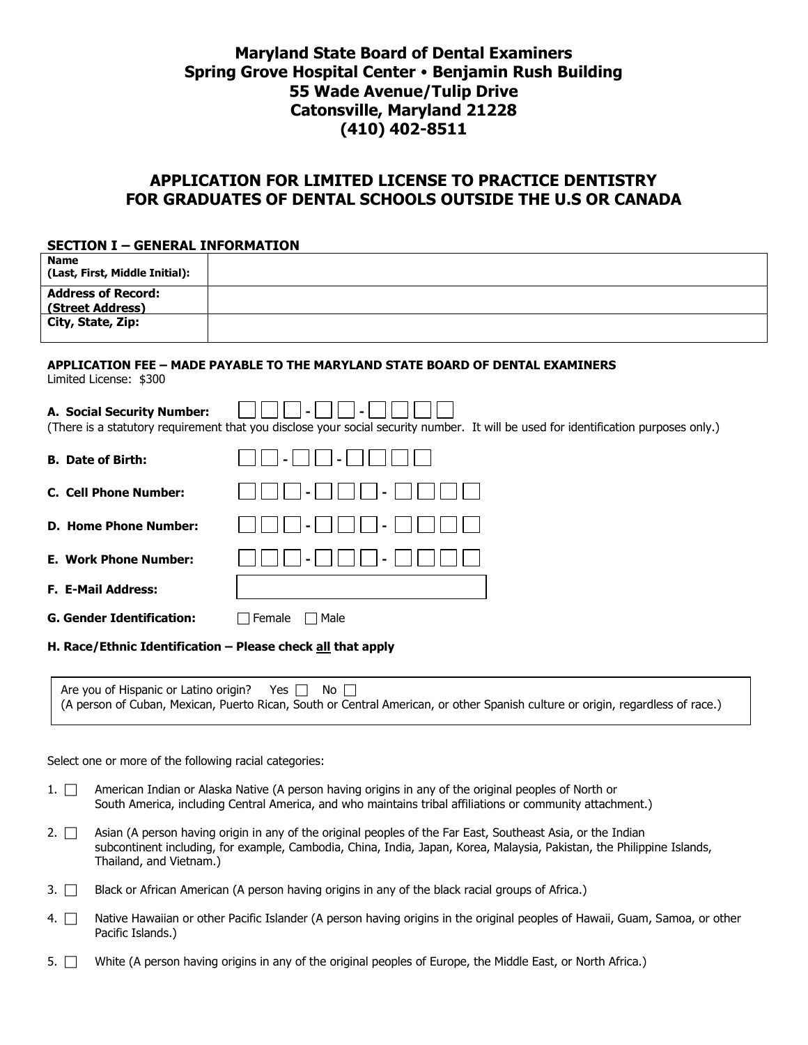**Maryland State Board of Dental Examiners**
**Spring Grove Hospital Center • Benjamin Rush Building**
**55 Wade Avenue/Tulip Drive**
**Catonsville, Maryland 21228**
**(410) 402-8511**

# APPLICATION FOR LIMITED LICENSE TO PRACTICE DENTISTRY FOR GRADUATES OF DENTAL SCHOOLS OUTSIDE THE U.S OR CANADA

## SECTION I – GENERAL INFORMATION

| | |
|---|---|
| **Name (Last, First, Middle Initial):** | |
| **Address of Record: (Street Address)** | |
| **City, State, Zip:** | |

**APPLICATION FEE – MADE PAYABLE TO THE MARYLAND STATE BOARD OF DENTAL EXAMINERS**
Limited License: $300

**A. Social Security Number:** ☐☐☐-☐☐-☐☐☐☐
(There is a statutory requirement that you disclose your social security number. It will be used for identification purposes only.)

**B. Date of Birth:** ☐☐-☐☐-☐☐☐☐

**C. Cell Phone Number:** ☐☐☐-☐☐☐-☐☐☐☐

**D. Home Phone Number:** ☐☐☐-☐☐☐-☐☐☐☐

**E. Work Phone Number:** ☐☐☐-☐☐☐-☐☐☐☐

**F. E-Mail Address:**

**G. Gender Identification:** ☐ Female ☐ Male

**H. Race/Ethnic Identification – Please check all that apply**

Are you of Hispanic or Latino origin? Yes ☐ No ☐
(A person of Cuban, Mexican, Puerto Rican, South or Central American, or other Spanish culture or origin, regardless of race.)

Select one or more of the following racial categories:

1. ☐ American Indian or Alaska Native (A person having origins in any of the original peoples of North or South America, including Central America, and who maintains tribal affiliations or community attachment.)
2. ☐ Asian (A person having origin in any of the original peoples of the Far East, Southeast Asia, or the Indian subcontinent including, for example, Cambodia, China, India, Japan, Korea, Malaysia, Pakistan, the Philippine Islands, Thailand, and Vietnam.)
3. ☐ Black or African American (A person having origins in any of the black racial groups of Africa.)
4. ☐ Native Hawaiian or other Pacific Islander (A person having origins in the original peoples of Hawaii, Guam, Samoa, or other Pacific Islands.)
5. ☐ White (A person having origins in any of the original peoples of Europe, the Middle East, or North Africa.)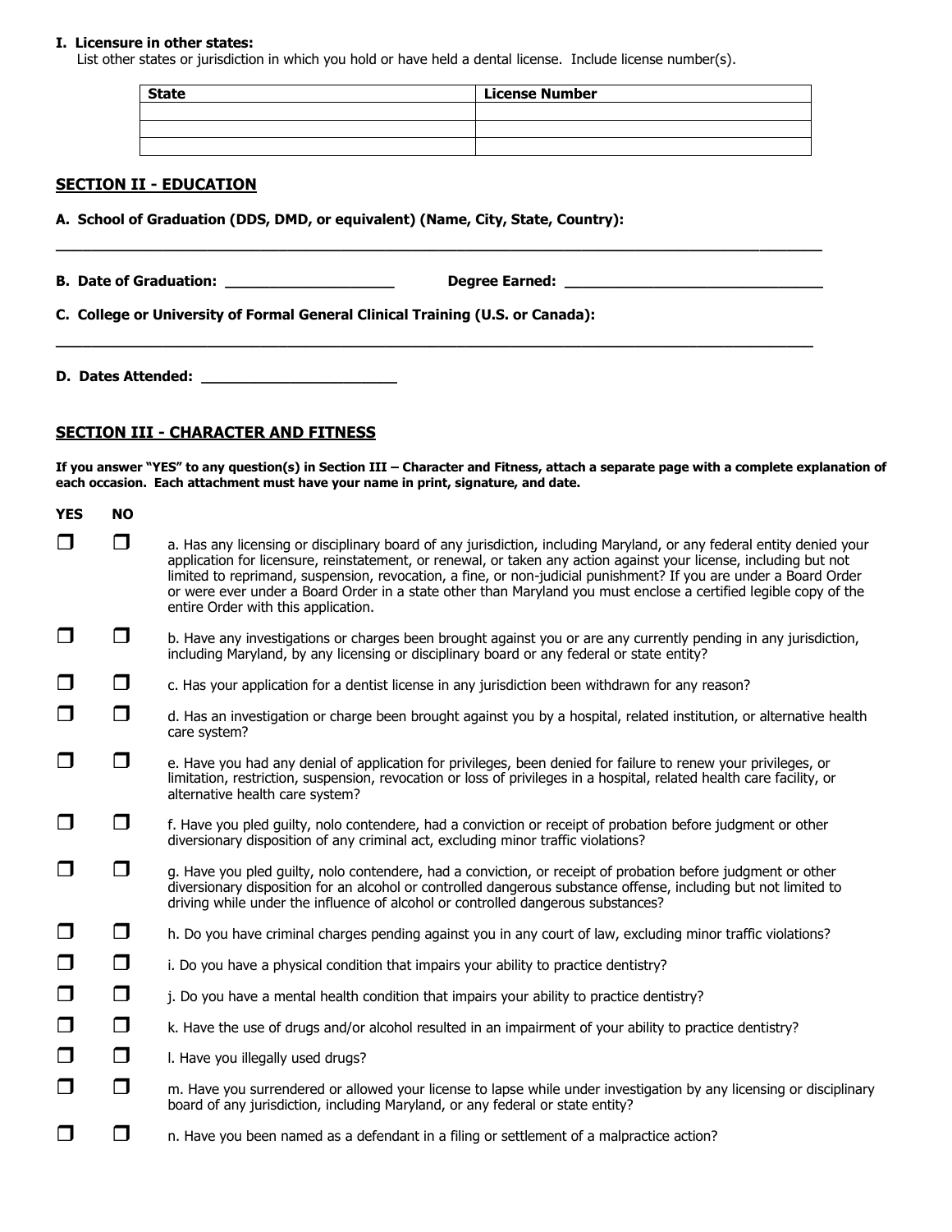**I. Licensure in other states:**
List other states or jurisdiction in which you hold or have held a dental license. Include license number(s).

| State | License Number |
|---|---|
| | |
| | |
| | |

## SECTION II - EDUCATION

**A. School of Graduation (DDS, DMD, or equivalent) (Name, City, State, Country):**

______________________________________________________________________________

**B. Date of Graduation:** ____________________ **Degree Earned:** ______________________________

**C. College or University of Formal General Clinical Training (U.S. or Canada):**

______________________________________________________________________________

**D. Dates Attended:** ______________________

## SECTION III - CHARACTER AND FITNESS

**If you answer "YES" to any question(s) in Section III – Character and Fitness, attach a separate page with a complete explanation of each occasion. Each attachment must have your name in print, signature, and date.**

| YES | NO | |
|---|---|---|
| ☐ | ☐ | a. Has any licensing or disciplinary board of any jurisdiction, including Maryland, or any federal entity denied your application for licensure, reinstatement, or renewal, or taken any action against your license, including but not limited to reprimand, suspension, revocation, a fine, or non-judicial punishment? If you are under a Board Order or were ever under a Board Order in a state other than Maryland you must enclose a certified legible copy of the entire Order with this application. |
| ☐ | ☐ | b. Have any investigations or charges been brought against you or are any currently pending in any jurisdiction, including Maryland, by any licensing or disciplinary board or any federal or state entity? |
| ☐ | ☐ | c. Has your application for a dentist license in any jurisdiction been withdrawn for any reason? |
| ☐ | ☐ | d. Has an investigation or charge been brought against you by a hospital, related institution, or alternative health care system? |
| ☐ | ☐ | e. Have you had any denial of application for privileges, been denied for failure to renew your privileges, or limitation, restriction, suspension, revocation or loss of privileges in a hospital, related health care facility, or alternative health care system? |
| ☐ | ☐ | f. Have you pled guilty, nolo contendere, had a conviction or receipt of probation before judgment or other diversionary disposition of any criminal act, excluding minor traffic violations? |
| ☐ | ☐ | g. Have you pled guilty, nolo contendere, had a conviction, or receipt of probation before judgment or other diversionary disposition for an alcohol or controlled dangerous substance offense, including but not limited to driving while under the influence of alcohol or controlled dangerous substances? |
| ☐ | ☐ | h. Do you have criminal charges pending against you in any court of law, excluding minor traffic violations? |
| ☐ | ☐ | i. Do you have a physical condition that impairs your ability to practice dentistry? |
| ☐ | ☐ | j. Do you have a mental health condition that impairs your ability to practice dentistry? |
| ☐ | ☐ | k. Have the use of drugs and/or alcohol resulted in an impairment of your ability to practice dentistry? |
| ☐ | ☐ | l. Have you illegally used drugs? |
| ☐ | ☐ | m. Have you surrendered or allowed your license to lapse while under investigation by any licensing or disciplinary board of any jurisdiction, including Maryland, or any federal or state entity? |
| ☐ | ☐ | n. Have you been named as a defendant in a filing or settlement of a malpractice action? |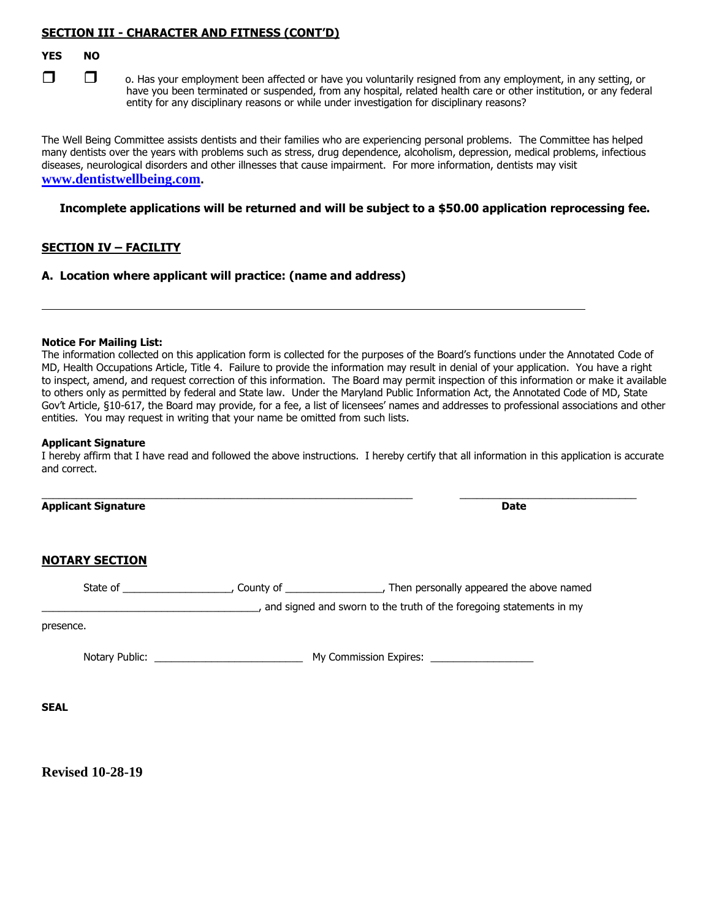## SECTION III - CHARACTER AND FITNESS (CONT'D)

| YES | NO | |
|---|---|---|
| ❒ | ❒ | o. Has your employment been affected or have you voluntarily resigned from any employment, in any setting, or have you been terminated or suspended, from any hospital, related health care or other institution, or any federal entity for any disciplinary reasons or while under investigation for disciplinary reasons? |

The Well Being Committee assists dentists and their families who are experiencing personal problems. The Committee has helped many dentists over the years with problems such as stress, drug dependence, alcoholism, depression, medical problems, infectious diseases, neurological disorders and other illnesses that cause impairment. For more information, dentists may visit **www.dentistwellbeing.com**.

**Incomplete applications will be returned and will be subject to a $50.00 application reprocessing fee.**

## SECTION IV – FACILITY

**A. Location where applicant will practice: (name and address)**

_______________________________________________________________________________

**Notice For Mailing List:**
The information collected on this application form is collected for the purposes of the Board's functions under the Annotated Code of MD, Health Occupations Article, Title 4. Failure to provide the information may result in denial of your application. You have a right to inspect, amend, and request correction of this information. The Board may permit inspection of this information or make it available to others only as permitted by federal and State law. Under the Maryland Public Information Act, the Annotated Code of MD, State Gov't Article, §10-617, the Board may provide, for a fee, a list of licensees' names and addresses to professional associations and other entities. You may request in writing that your name be omitted from such lists.

**Applicant Signature**
I hereby affirm that I have read and followed the above instructions. I hereby certify that all information in this application is accurate and correct.

_______________________________________________________ ____________________________

**Applicant Signature** **Date**

## NOTARY SECTION

State of ___________________, County of _________________, Then personally appeared the above named _____________________________________, and signed and sworn to the truth of the foregoing statements in my presence.

Notary Public: _________________________ My Commission Expires: __________________

**SEAL**

**Revised 10-28-19**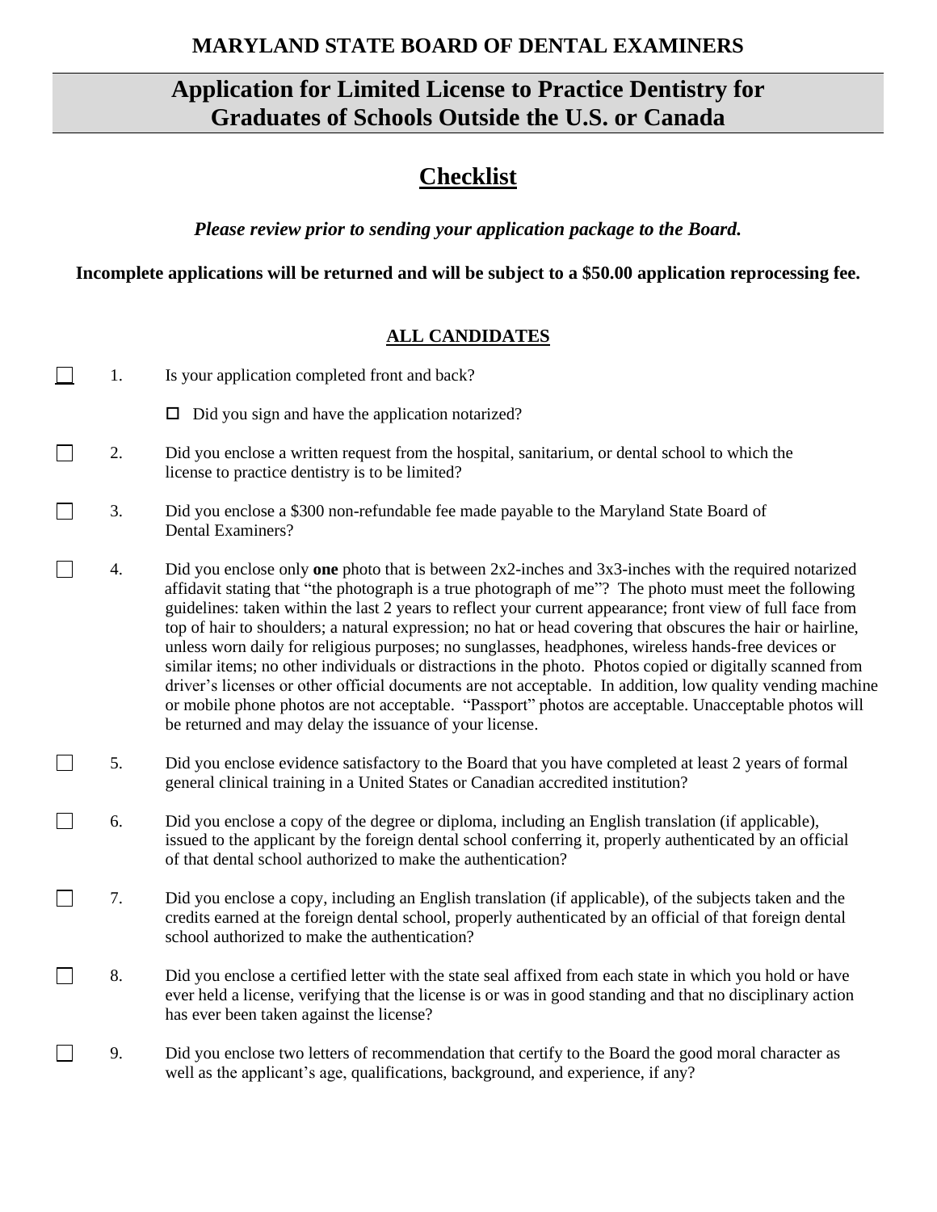**MARYLAND STATE BOARD OF DENTAL EXAMINERS**

# Application for Limited License to Practice Dentistry for Graduates of Schools Outside the U.S. or Canada

## Checklist

***Please review prior to sending your application package to the Board.***

**Incomplete applications will be returned and will be subject to a $50.00 application reprocessing fee.**

### ALL CANDIDATES

- ☐ 1. Is your application completed front and back?
  - ☐ Did you sign and have the application notarized?
- ☐ 2. Did you enclose a written request from the hospital, sanitarium, or dental school to which the license to practice dentistry is to be limited?
- ☐ 3. Did you enclose a $300 non-refundable fee made payable to the Maryland State Board of Dental Examiners?
- ☐ 4. Did you enclose only **one** photo that is between 2x2-inches and 3x3-inches with the required notarized affidavit stating that "the photograph is a true photograph of me"? The photo must meet the following guidelines: taken within the last 2 years to reflect your current appearance; front view of full face from top of hair to shoulders; a natural expression; no hat or head covering that obscures the hair or hairline, unless worn daily for religious purposes; no sunglasses, headphones, wireless hands-free devices or similar items; no other individuals or distractions in the photo. Photos copied or digitally scanned from driver's licenses or other official documents are not acceptable. In addition, low quality vending machine or mobile phone photos are not acceptable. "Passport" photos are acceptable. Unacceptable photos will be returned and may delay the issuance of your license.
- ☐ 5. Did you enclose evidence satisfactory to the Board that you have completed at least 2 years of formal general clinical training in a United States or Canadian accredited institution?
- ☐ 6. Did you enclose a copy of the degree or diploma, including an English translation (if applicable), issued to the applicant by the foreign dental school conferring it, properly authenticated by an official of that dental school authorized to make the authentication?
- ☐ 7. Did you enclose a copy, including an English translation (if applicable), of the subjects taken and the credits earned at the foreign dental school, properly authenticated by an official of that foreign dental school authorized to make the authentication?
- ☐ 8. Did you enclose a certified letter with the state seal affixed from each state in which you hold or have ever held a license, verifying that the license is or was in good standing and that no disciplinary action has ever been taken against the license?
- ☐ 9. Did you enclose two letters of recommendation that certify to the Board the good moral character as well as the applicant's age, qualifications, background, and experience, if any?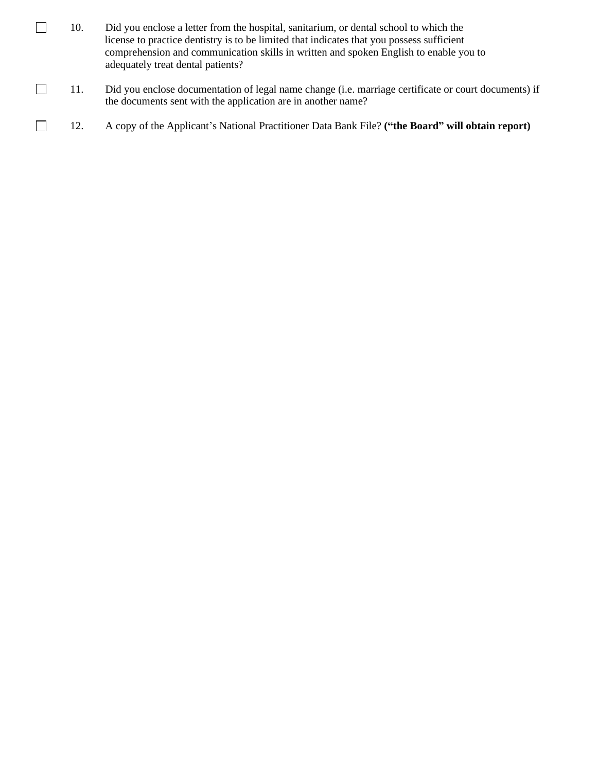- ☐ 10. Did you enclose a letter from the hospital, sanitarium, or dental school to which the license to practice dentistry is to be limited that indicates that you possess sufficient comprehension and communication skills in written and spoken English to enable you to adequately treat dental patients?

- ☐ 11. Did you enclose documentation of legal name change (i.e. marriage certificate or court documents) if the documents sent with the application are in another name?

- ☐ 12. A copy of the Applicant's National Practitioner Data Bank File? **("the Board" will obtain report)**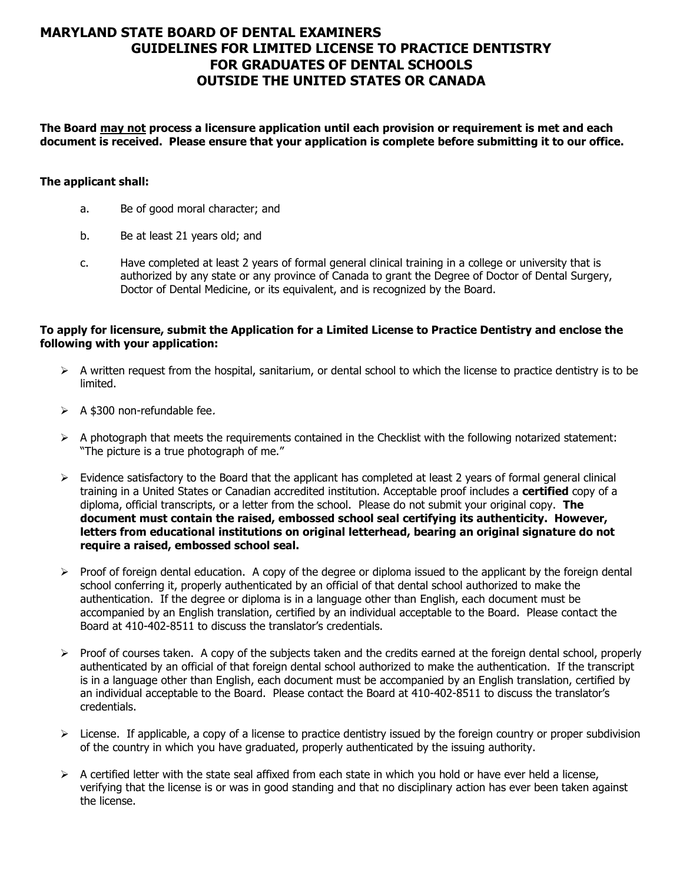# MARYLAND STATE BOARD OF DENTAL EXAMINERS
## GUIDELINES FOR LIMITED LICENSE TO PRACTICE DENTISTRY FOR GRADUATES OF DENTAL SCHOOLS OUTSIDE THE UNITED STATES OR CANADA

**The Board may not process a licensure application until each provision or requirement is met and each document is received. Please ensure that your application is complete before submitting it to our office.**

**The applicant shall:**

a. Be of good moral character; and

b. Be at least 21 years old; and

c. Have completed at least 2 years of formal general clinical training in a college or university that is authorized by any state or any province of Canada to grant the Degree of Doctor of Dental Surgery, Doctor of Dental Medicine, or its equivalent, and is recognized by the Board.

**To apply for licensure, submit the Application for a Limited License to Practice Dentistry and enclose the following with your application:**

- A written request from the hospital, sanitarium, or dental school to which the license to practice dentistry is to be limited.
- A $300 non-refundable fee.
- A photograph that meets the requirements contained in the Checklist with the following notarized statement: "The picture is a true photograph of me."
- Evidence satisfactory to the Board that the applicant has completed at least 2 years of formal general clinical training in a United States or Canadian accredited institution. Acceptable proof includes a **certified** copy of a diploma, official transcripts, or a letter from the school. Please do not submit your original copy. **The document must contain the raised, embossed school seal certifying its authenticity. However, letters from educational institutions on original letterhead, bearing an original signature do not require a raised, embossed school seal.**
- Proof of foreign dental education. A copy of the degree or diploma issued to the applicant by the foreign dental school conferring it, properly authenticated by an official of that dental school authorized to make the authentication. If the degree or diploma is in a language other than English, each document must be accompanied by an English translation, certified by an individual acceptable to the Board. Please contact the Board at 410-402-8511 to discuss the translator's credentials.
- Proof of courses taken. A copy of the subjects taken and the credits earned at the foreign dental school, properly authenticated by an official of that foreign dental school authorized to make the authentication. If the transcript is in a language other than English, each document must be accompanied by an English translation, certified by an individual acceptable to the Board. Please contact the Board at 410-402-8511 to discuss the translator's credentials.
- License. If applicable, a copy of a license to practice dentistry issued by the foreign country or proper subdivision of the country in which you have graduated, properly authenticated by the issuing authority.
- A certified letter with the state seal affixed from each state in which you hold or have ever held a license, verifying that the license is or was in good standing and that no disciplinary action has ever been taken against the license.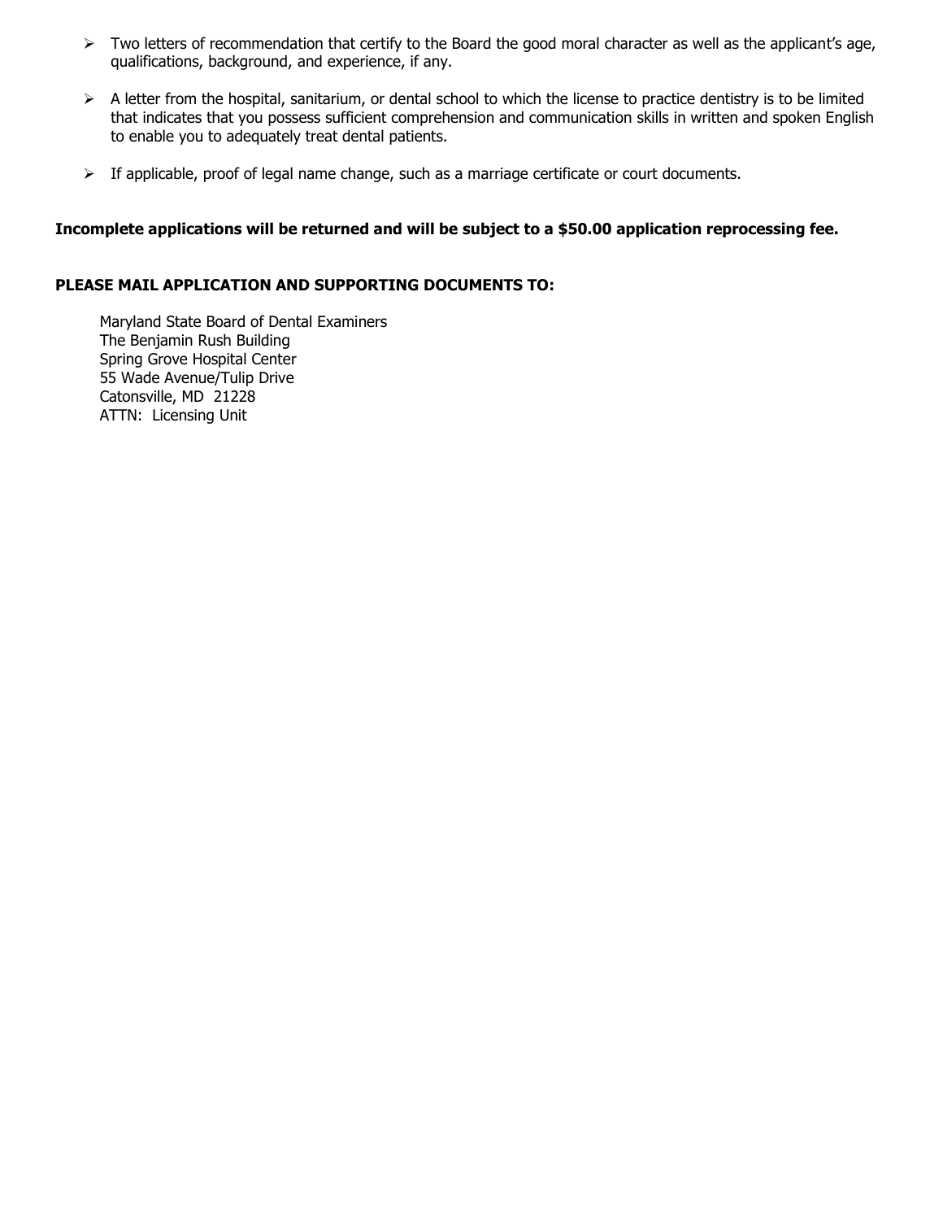- Two letters of recommendation that certify to the Board the good moral character as well as the applicant's age, qualifications, background, and experience, if any.
- A letter from the hospital, sanitarium, or dental school to which the license to practice dentistry is to be limited that indicates that you possess sufficient comprehension and communication skills in written and spoken English to enable you to adequately treat dental patients.
- If applicable, proof of legal name change, such as a marriage certificate or court documents.

**Incomplete applications will be returned and will be subject to a $50.00 application reprocessing fee.**

**PLEASE MAIL APPLICATION AND SUPPORTING DOCUMENTS TO:**

Maryland State Board of Dental Examiners
The Benjamin Rush Building
Spring Grove Hospital Center
55 Wade Avenue/Tulip Drive
Catonsville, MD 21228
ATTN: Licensing Unit